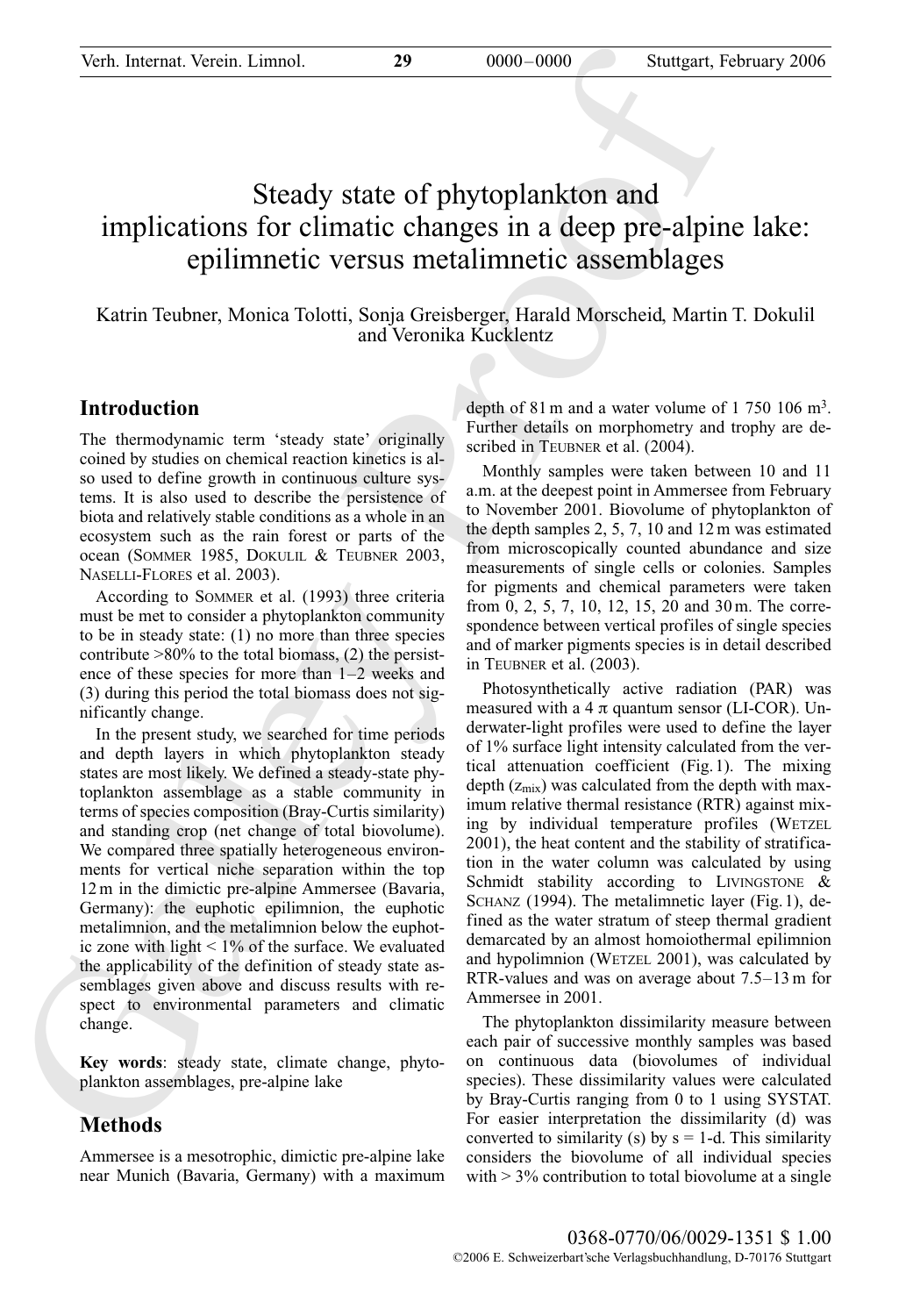# Steady state of phytoplankton and implications for climatic changes in a deep pre-alpine lake: epilimnetic versus metalimnetic assemblages

Katrin Teubner, Monica Tolotti, Sonja Greisberger, Harald Morscheid, Martin T. Dokulil and Veronika Kucklentz

## Introduction

The thermodynamic term 'steady state' originally coined by studies on chemical reaction kinetics is also used to define growth in continuous culture systems. It is also used to describe the persistence of biota and relatively stable conditions as a whole in an ecosystem such as the rain forest or parts of the ocean (Sommer 1985, Dokulil & Teubner 2003, Naselli-Flores et al. 2003).

According to Sommer et al. (1993) three criteria must be met to consider a phytoplankton community to be in steady state: (1) no more than three species contribute >80% to the total biomass, (2) the persistence of these species for more than 1–2 weeks and (3) during this period the total biomass does not significantly change.

In the present study, we searched for time periods and depth layers in which phytoplankton steady states are most likely. We defined a steady-state phytoplankton assemblage as a stable community in terms of species composition (Bray-Curtis similarity) and standing crop (net change of total biovolume). We compared three spatially heterogeneous environments for vertical niche separation within the top 12 m in the dimictic pre-alpine Ammersee (Bavaria, Germany): the euphotic epilimnion, the euphotic metalimnion, and the metalimnion below the euphotic zone with light < 1% of the surface. We evaluated the applicability of the definition of steady state assemblages given above and discuss results with respect to environmental parameters and climatic change.

**Key words**: steady state, climate change, phytoplankton assemblages, pre-alpine lake

## Methods

Ammersee is a mesotrophic, dimictic pre-alpine lake near Munich (Bavaria, Germany) with a maximum depth of 81 m and a water volume of 1 750 106 m$^3$. Further details on morphometry and trophy are described in Teubner et al. (2004).

Monthly samples were taken between 10 and 11 a.m. at the deepest point in Ammersee from February to November 2001. Biovolume of phytoplankton of the depth samples 2, 5, 7, 10 and 12 m was estimated from microscopically counted abundance and size measurements of single cells or colonies. Samples for pigments and chemical parameters were taken from 0, 2, 5, 7, 10, 12, 15, 20 and 30 m. The correspondence between vertical profiles of single species and of marker pigments species is in detail described in Teubner et al. (2003).

Photosynthetically active radiation (PAR) was measured with a 4 π quantum sensor (LI-COR). Underwater-light profiles were used to define the layer of 1% surface light intensity calculated from the vertical attenuation coefficient (Fig. 1). The mixing depth ($z_{mix}$) was calculated from the depth with maximum relative thermal resistance (RTR) against mixing by individual temperature profiles (Wetzel 2001), the heat content and the stability of stratification in the water column was calculated by using Schmidt stability according to Livingstone & Schanz (1994). The metalimnetic layer (Fig. 1), defined as the water stratum of steep thermal gradient demarcated by an almost homoiothermal epilimnion and hypolimnion (Wetzel 2001), was calculated by RTR-values and was on average about 7.5–13 m for Ammersee in 2001.

The phytoplankton dissimilarity measure between each pair of successive monthly samples was based on continuous data (biovolumes of individual species). These dissimilarity values were calculated by Bray-Curtis ranging from 0 to 1 using SYSTAT. For easier interpretation the dissimilarity (d) was converted to similarity (s) by s = 1-d. This similarity considers the biovolume of all individual species with > 3% contribution to total biovolume at a single

0368-0770/06/0029-1351 $ 1.00

©2006 E. Schweizerbart'sche Verlagsbuchhandlung, D-70176 Stuttgart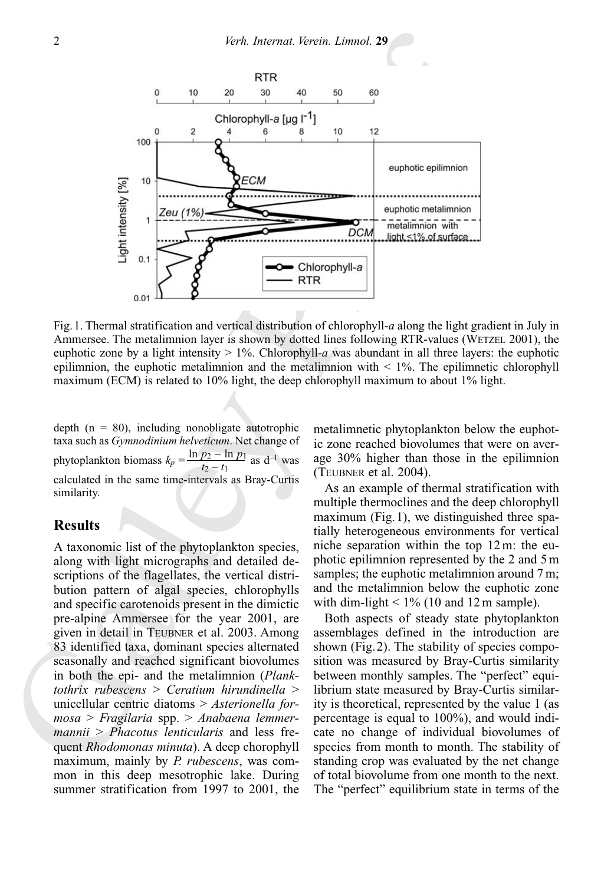Fig. 1. Thermal stratification and vertical distribution of chlorophyll-*a* along the light gradient in July in Ammersee. The metalimnion layer is shown by dotted lines following RTR-values (WETZEL 2001), the euphotic zone by a light intensity > 1%. Chlorophyll-*a* was abundant in all three layers: the euphotic epilimnion, the euphotic metalimnion and the metalimnion with < 1%. The epilimnetic chlorophyll maximum (ECM) is related to 10% light, the deep chlorophyll maximum to about 1% light.

depth (n = 80), including nonobligate autotrophic taxa such as *Gymnodinium helveticum*. Net change of phytoplankton biomass $k_p = \frac{\ln p_2 - \ln p_1}{t_2 - t_1}$ as $d^{-1}$ was calculated in the same time-intervals as Bray-Curtis similarity.

## Results

A taxonomic list of the phytoplankton species, along with light micrographs and detailed descriptions of the flagellates, the vertical distribution pattern of algal species, chlorophylls and specific carotenoids present in the dimictic pre-alpine Ammersee for the year 2001, are given in detail in TEUBNER et al. 2003. Among 83 identified taxa, dominant species alternated seasonally and reached significant biovolumes in both the epi- and the metalimnion (*Planktothrix rubescens* > *Ceratium hirundinella* > unicellular centric diatoms > *Asterionella formosa* > *Fragilaria* spp. > *Anabaena lemmermannii* > *Phacotus lenticularis* and less frequent *Rhodomonas minuta*). A deep chorophyll maximum, mainly by *P. rubescens*, was common in this deep mesotrophic lake. During summer stratification from 1997 to 2001, the metalimnetic phytoplankton below the euphotic zone reached biovolumes that were on average 30% higher than those in the epilimnion (TEUBNER et al. 2004).

As an example of thermal stratification with multiple thermoclines and the deep chlorophyll maximum (Fig. 1), we distinguished three spatially heterogeneous environments for vertical niche separation within the top 12 m: the euphotic epilimnion represented by the 2 and 5 m samples; the euphotic metalimnion around 7 m; and the metalimnion below the euphotic zone with dim-light < 1% (10 and 12 m sample).

Both aspects of steady state phytoplankton assemblages defined in the introduction are shown (Fig. 2). The stability of species composition was measured by Bray-Curtis similarity between monthly samples. The "perfect" equilibrium state measured by Bray-Curtis similarity is theoretical, represented by the value 1 (as percentage is equal to 100%), and would indicate no change of individual biovolumes of species from month to month. The stability of standing crop was evaluated by the net change of total biovolume from one month to the next. The "perfect" equilibrium state in terms of the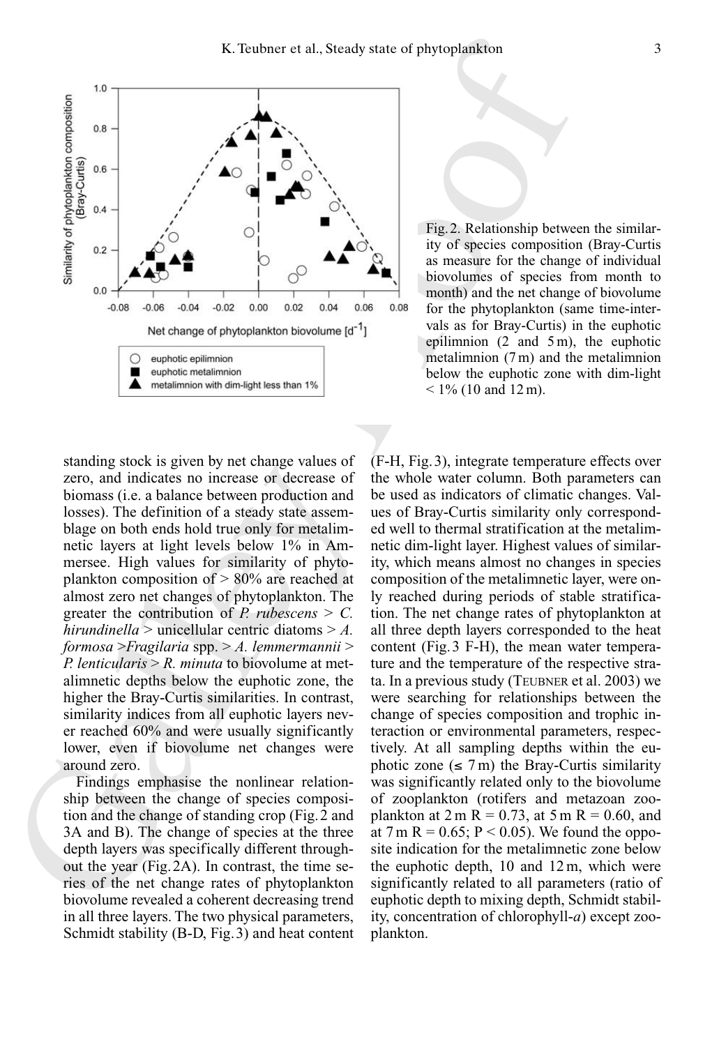Fig. 2. Relationship between the similarity of species composition (Bray-Curtis as measure for the change of individual biovolumes of species from month to month) and the net change of biovolume for the phytoplankton (same time-intervals as for Bray-Curtis) in the euphotic epilimnion (2 and 5 m), the euphotic metalimnion (7 m) and the metalimnion below the euphotic zone with dim-light < 1% (10 and 12 m).

standing stock is given by net change values of zero, and indicates no increase or decrease of biomass (i.e. a balance between production and losses). The definition of a steady state assemblage on both ends hold true only for metalimnetic layers at light levels below 1% in Ammersee. High values for similarity of phytoplankton composition of > 80% are reached at almost zero net changes of phytoplankton. The greater the contribution of *P. rubescens* > *C. hirundinella* > unicellular centric diatoms > *A. formosa* >*Fragilaria* spp. > *A. lemmermannii* > *P. lenticularis* > *R. minuta* to biovolume at metalimnetic depths below the euphotic zone, the higher the Bray-Curtis similarities. In contrast, similarity indices from all euphotic layers never reached 60% and were usually significantly lower, even if biovolume net changes were around zero.

Findings emphasise the nonlinear relationship between the change of species composition and the change of standing crop (Fig. 2 and 3A and B). The change of species at the three depth layers was specifically different throughout the year (Fig. 2A). In contrast, the time series of the net change rates of phytoplankton biovolume revealed a coherent decreasing trend in all three layers. The two physical parameters, Schmidt stability (B-D, Fig. 3) and heat content (F-H, Fig. 3), integrate temperature effects over the whole water column. Both parameters can be used as indicators of climatic changes. Values of Bray-Curtis similarity only corresponded well to thermal stratification at the metalimnetic dim-light layer. Highest values of similarity, which means almost no changes in species composition of the metalimnetic layer, were only reached during periods of stable stratification. The net change rates of phytoplankton at all three depth layers corresponded to the heat content (Fig. 3 F-H), the mean water temperature and the temperature of the respective strata. In a previous study (Teubner et al. 2003) we were searching for relationships between the change of species composition and trophic interaction or environmental parameters, respectively. At all sampling depths within the euphotic zone (≤ 7 m) the Bray-Curtis similarity was significantly related only to the biovolume of zooplankton (rotifers and metazoan zooplankton at 2 m R = 0.73, at 5 m R = 0.60, and at 7 m R = 0.65; $P < 0.05$). We found the opposite indication for the metalimnetic zone below the euphotic depth, 10 and 12 m, which were significantly related to all parameters (ratio of euphotic depth to mixing depth, Schmidt stability, concentration of chlorophyll-*a*) except zooplankton.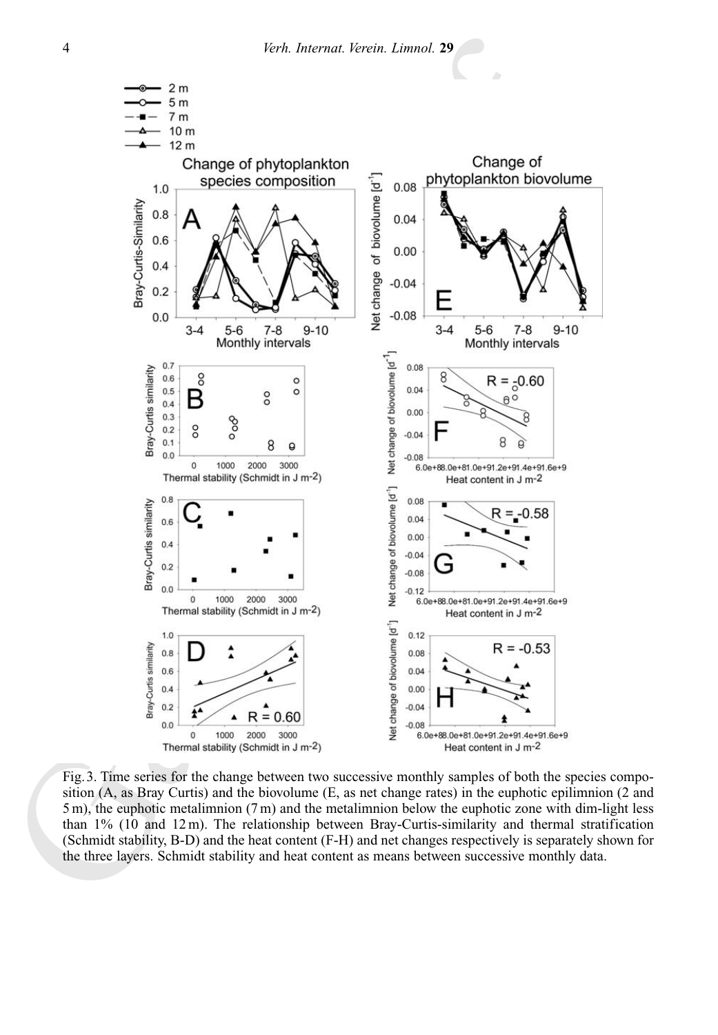Fig. 3. Time series for the change between two successive monthly samples of both the species composition (A, as Bray Curtis) and the biovolume (E, as net change rates) in the euphotic epilimnion (2 and 5 m), the euphotic metalimnion (7 m) and the metalimnion below the euphotic zone with dim-light less than 1% (10 and 12 m). The relationship between Bray-Curtis-similarity and thermal stratification (Schmidt stability, B-D) and the heat content (F-H) and net changes respectively is separately shown for the three layers. Schmidt stability and heat content as means between successive monthly data.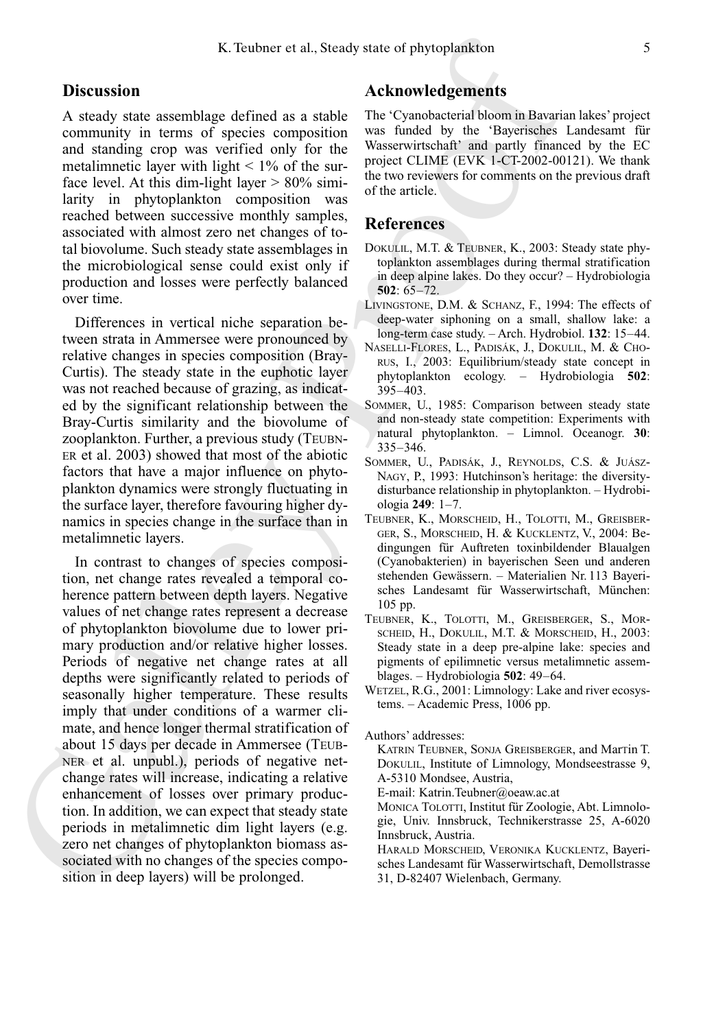## Discussion

A steady state assemblage defined as a stable community in terms of species composition and standing crop was verified only for the metalimnetic layer with light < 1% of the surface level. At this dim-light layer > 80% similarity in phytoplankton composition was reached between successive monthly samples, associated with almost zero net changes of total biovolume. Such steady state assemblages in the microbiological sense could exist only if production and losses were perfectly balanced over time.

Differences in vertical niche separation between strata in Ammersee were pronounced by relative changes in species composition (Bray-Curtis). The steady state in the euphotic layer was not reached because of grazing, as indicated by the significant relationship between the Bray-Curtis similarity and the biovolume of zooplankton. Further, a previous study (Teubner et al. 2003) showed that most of the abiotic factors that have a major influence on phytoplankton dynamics were strongly fluctuating in the surface layer, therefore favouring higher dynamics in species change in the surface than in metalimnetic layers.

In contrast to changes of species composition, net change rates revealed a temporal coherence pattern between depth layers. Negative values of net change rates represent a decrease of phytoplankton biovolume due to lower primary production and/or relative higher losses. Periods of negative net change rates at all depths were significantly related to periods of seasonally higher temperature. These results imply that under conditions of a warmer climate, and hence longer thermal stratification of about 15 days per decade in Ammersee (Teubner et al. unpubl.), periods of negative net-change rates will increase, indicating a relative enhancement of losses over primary production. In addition, we can expect that steady state periods in metalimnetic dim light layers (e.g. zero net changes of phytoplankton biomass associated with no changes of the species composition in deep layers) will be prolonged.

## Acknowledgements

The 'Cyanobacterial bloom in Bavarian lakes' project was funded by the 'Bayerisches Landesamt für Wasserwirtschaft' and partly financed by the EC project CLIME (EVK 1-CT-2002-00121). We thank the two reviewers for comments on the previous draft of the article.

## References

Dokulil, M.T. & Teubner, K., 2003: Steady state phytoplankton assemblages during thermal stratification in deep alpine lakes. Do they occur? – Hydrobiologia **502**: 65–72.

Livingstone, D.M. & Schanz, F., 1994: The effects of deep-water siphoning on a small, shallow lake: a long-term case study. – Arch. Hydrobiol. **132**: 15–44.

Naselli-Flores, L., Padisák, J., Dokulil, M. & Chorus, I., 2003: Equilibrium/steady state concept in phytoplankton ecology. – Hydrobiologia **502**: 395–403.

Sommer, U., 1985: Comparison between steady state and non-steady state competition: Experiments with natural phytoplankton. – Limnol. Oceanogr. **30**: 335–346.

Sommer, U., Padisák, J., Reynolds, C.S. & Juász-Nagy, P., 1993: Hutchinson's heritage: the diversity-disturbance relationship in phytoplankton. – Hydrobiologia **249**: 1–7.

Teubner, K., Morscheid, H., Tolotti, M., Greisberger, S., Morscheid, H. & Kucklentz, V., 2004: Bedingungen für Auftreten toxinbildender Blaualgen (Cyanobakterien) in bayerischen Seen und anderen stehenden Gewässern. – Materialien Nr. 113 Bayerisches Landesamt für Wasserwirtschaft, München: 105 pp.

Teubner, K., Tolotti, M., Greisberger, S., Morscheid, H., Dokulil, M.T. & Morscheid, H., 2003: Steady state in a deep pre-alpine lake: species and pigments of epilimnetic versus metalimnetic assemblages. – Hydrobiologia **502**: 49–64.

Wetzel, R.G., 2001: Limnology: Lake and river ecosystems. – Academic Press, 1006 pp.

Authors' addresses:

Katrin Teubner, Sonja Greisberger, and Martin T. Dokulil, Institute of Limnology, Mondseestrasse 9, A-5310 Mondsee, Austria,
E-mail: Katrin.Teubner@oeaw.ac.at

Monica Tolotti, Institut für Zoologie, Abt. Limnologie, Univ. Innsbruck, Technikerstrasse 25, A-6020 Innsbruck, Austria.

Harald Morscheid, Veronika Kucklentz, Bayerisches Landesamt für Wasserwirtschaft, Demollstrasse 31, D-82407 Wielenbach, Germany.